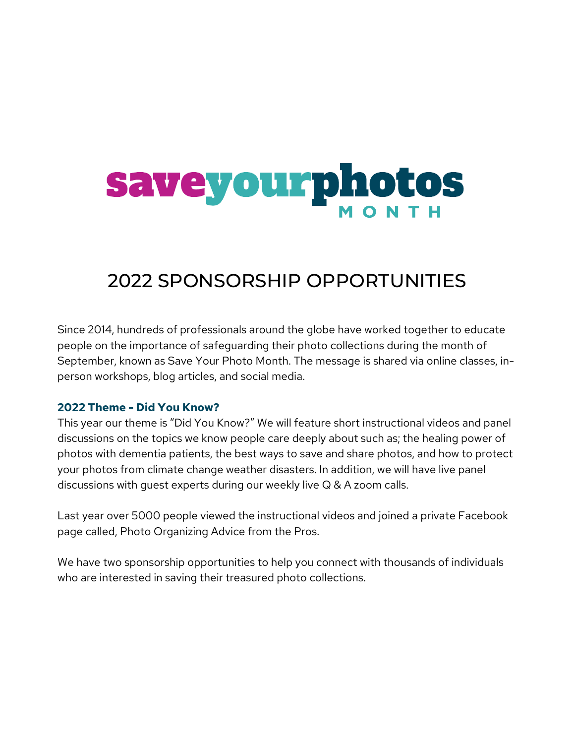# saveyourphotos MONTH

## 2022 SPONSORSHIP OPPORTUNITIES

Since 2014, hundreds of professionals around the globe have worked together to educate people on the importance of safeguarding their photo collections during the month of September, known as Save Your Photo Month. The message is shared via online classes, in-person workshops, blog articles, and social media.

### 2022 Theme - Did You Know?

This year our theme is "Did You Know?" We will feature short instructional videos and panel discussions on the topics we know people care deeply about such as; the healing power of photos with dementia patients, the best ways to save and share photos, and how to protect your photos from climate change weather disasters. In addition, we will have live panel discussions with guest experts during our weekly live Q & A zoom calls.

Last year over 5000 people viewed the instructional videos and joined a private Facebook page called, Photo Organizing Advice from the Pros.

We have two sponsorship opportunities to help you connect with thousands of individuals who are interested in saving their treasured photo collections.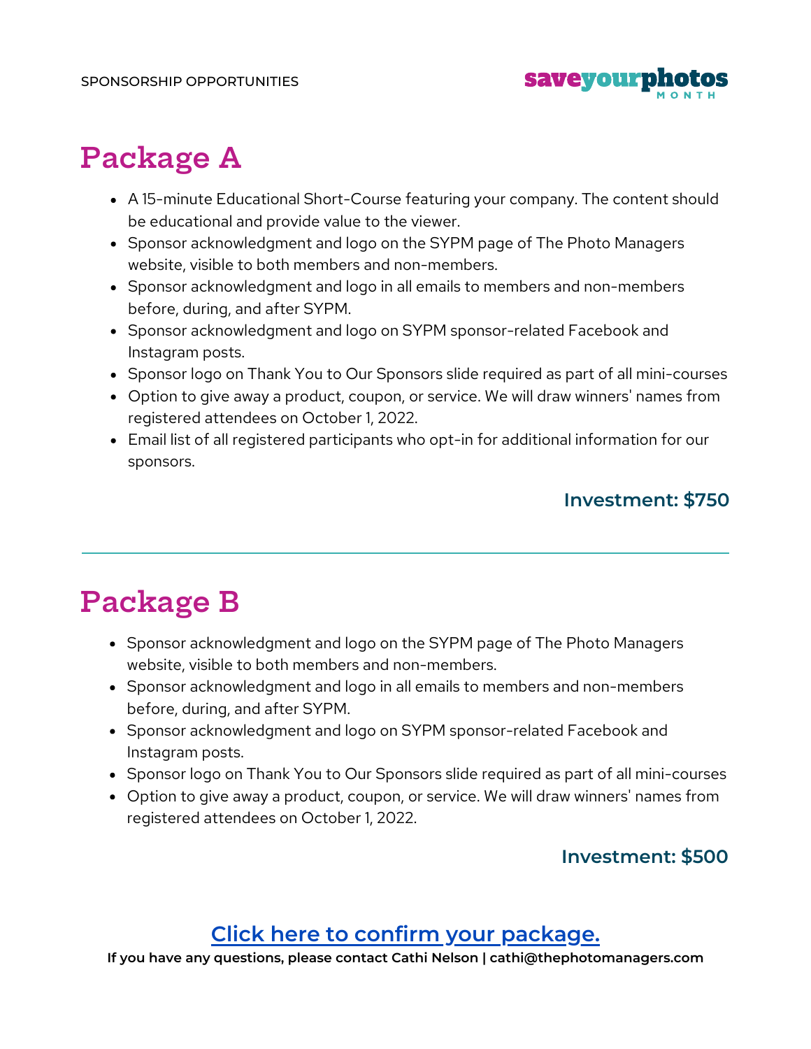## Package A

- A 15-minute Educational Short-Course featuring your company. The content should be educational and provide value to the viewer.
- Sponsor acknowledgment and logo on the SYPM page of The Photo Managers website, visible to both members and non-members.
- Sponsor acknowledgment and logo in all emails to members and non-members before, during, and after SYPM.
- Sponsor acknowledgment and logo on SYPM sponsor-related Facebook and Instagram posts.
- Sponsor logo on Thank You to Our Sponsors slide required as part of all mini-courses
- Option to give away a product, coupon, or service. We will draw winners' names from registered attendees on October 1, 2022.
- Email list of all registered participants who opt-in for additional information for our sponsors.

**Investment: $750**

---

## Package B

- Sponsor acknowledgment and logo on the SYPM page of The Photo Managers website, visible to both members and non-members.
- Sponsor acknowledgment and logo in all emails to members and non-members before, during, and after SYPM.
- Sponsor acknowledgment and logo on SYPM sponsor-related Facebook and Instagram posts.
- Sponsor logo on Thank You to Our Sponsors slide required as part of all mini-courses
- Option to give away a product, coupon, or service. We will draw winners' names from registered attendees on October 1, 2022.

**Investment: $500**

**Click here to confirm your package.**

**If you have any questions, please contact Cathi Nelson | cathi@thephotomanagers.com**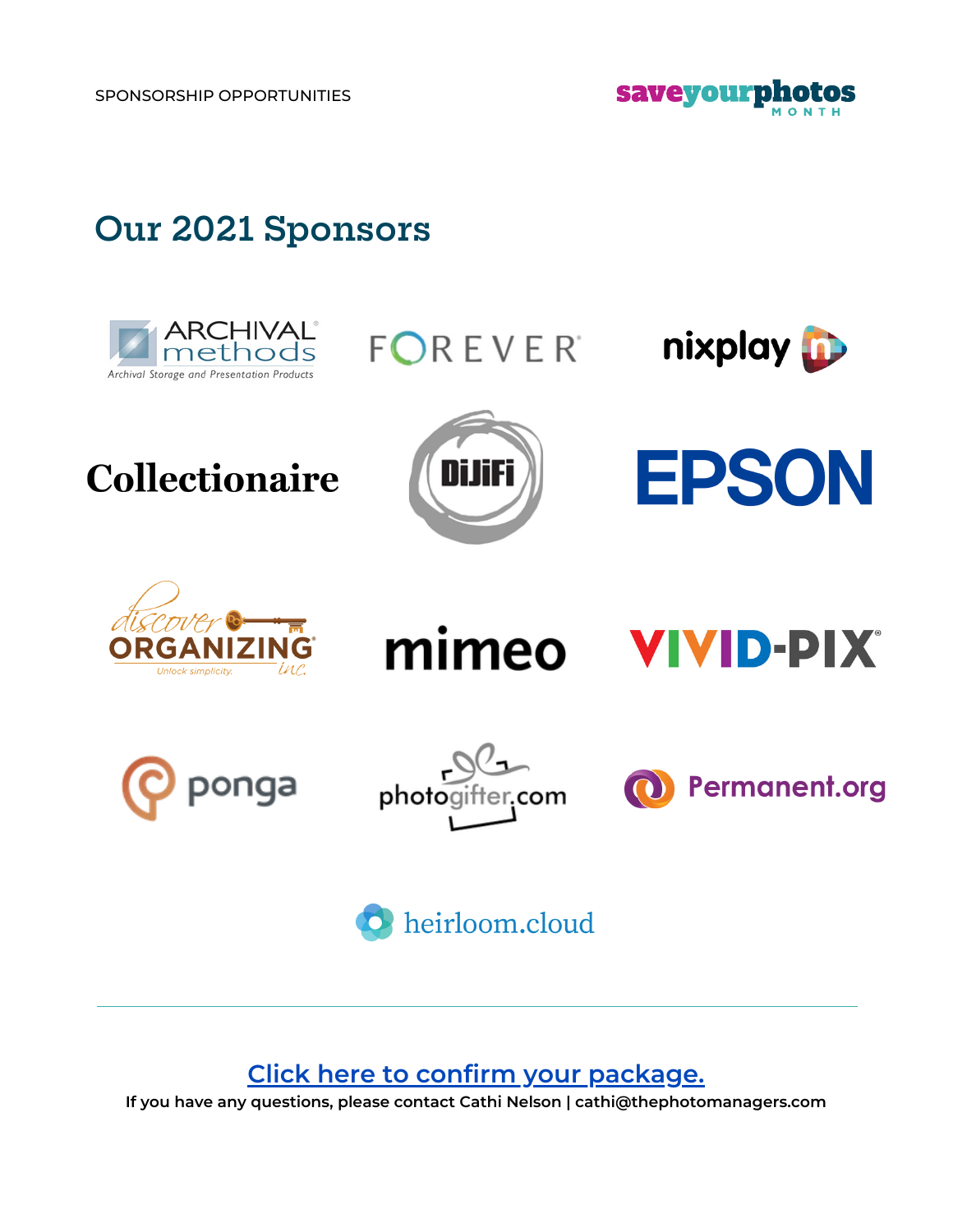## Our 2021 Sponsors

ARCHIVAL methods — Archival Storage and Presentation Products

FOREVER

nixplay

Collectionaire

DiJiFi

EPSON

discover ORGANIZING inc. — Unlock simplicity.

mimeo

VIVID-PIX

ponga

photogifter.com

Permanent.org

heirloom.cloud

---

[Click here to confirm your package.]

**If you have any questions, please contact Cathi Nelson | cathi@thephotomanagers.com**